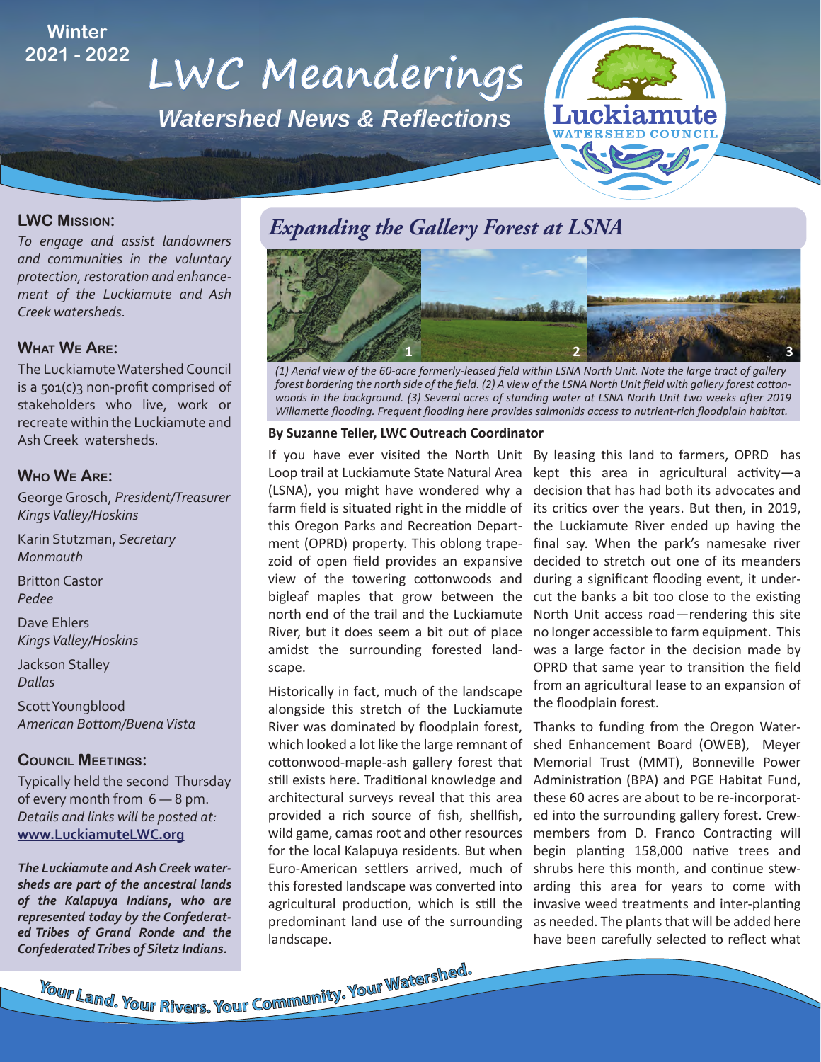Winter 2021 - 2022

# LWC Meanderings

**Watershed News & Reflections**

Luckiamute Watershed Council

**LWC Mission:**

*To engage and assist landowners and communities in the voluntary protection, restoration and enhancement of the Luckiamute and Ash Creek watersheds.*

**What We Are:**

The Luckiamute Watershed Council is a 501(c)3 non-profit comprised of stakeholders who live, work or recreate within the Luckiamute and Ash Creek watersheds.

**Who We Are:**

George Grosch, *President/Treasurer*
*Kings Valley/Hoskins*

Karin Stutzman, *Secretary*
*Monmouth*

Britton Castor
*Pedee*

Dave Ehlers
*Kings Valley/Hoskins*

Jackson Stalley
*Dallas*

Scott Youngblood
*American Bottom/Buena Vista*

**Council Meetings:**

Typically held the second Thursday of every month from 6 — 8 pm. *Details and links will be posted at:* **www.LuckiamuteLWC.org**

***The Luckiamute and Ash Creek watersheds are part of the ancestral lands of the Kalapuya Indians, who are represented today by the Confederated Tribes of Grand Ronde and the Confederated Tribes of Siletz Indians.***

## *Expanding the Gallery Forest at LSNA*

*(1) Aerial view of the 60-acre formerly-leased field within LSNA North Unit. Note the large tract of gallery forest bordering the north side of the field. (2) A view of the LSNA North Unit field with gallery forest cottonwoods in the background. (3) Several acres of standing water at LSNA North Unit two weeks after 2019 Willamette flooding. Frequent flooding here provides salmonids access to nutrient-rich floodplain habitat.*

**By Suzanne Teller, LWC Outreach Coordinator**

If you have ever visited the North Unit Loop trail at Luckiamute State Natural Area (LSNA), you might have wondered why a farm field is situated right in the middle of this Oregon Parks and Recreation Department (OPRD) property. This oblong trapezoid of open field provides an expansive view of the towering cottonwoods and bigleaf maples that grow between the north end of the trail and the Luckiamute River, but it does seem a bit out of place amidst the surrounding forested landscape.

Historically in fact, much of the landscape alongside this stretch of the Luckiamute River was dominated by floodplain forest, which looked a lot like the large remnant of cottonwood-maple-ash gallery forest that still exists here. Traditional knowledge and architectural surveys reveal that this area provided a rich source of fish, shellfish, wild game, camas root and other resources for the local Kalapuya residents. But when Euro-American settlers arrived, much of this forested landscape was converted into agricultural production, which is still the predominant land use of the surrounding landscape.

By leasing this land to farmers, OPRD has kept this area in agricultural activity—a decision that has had both its advocates and its critics over the years. But then, in 2019, the Luckiamute River ended up having the final say. When the park's namesake river decided to stretch out one of its meanders during a significant flooding event, it undercut the banks a bit too close to the existing North Unit access road—rendering this site no longer accessible to farm equipment. This was a large factor in the decision made by OPRD that same year to transition the field from an agricultural lease to an expansion of the floodplain forest.

Thanks to funding from the Oregon Watershed Enhancement Board (OWEB), Meyer Memorial Trust (MMT), Bonneville Power Administration (BPA) and PGE Habitat Fund, these 60 acres are about to be re-incorporated into the surrounding gallery forest. Crewmembers from D. Franco Contracting will begin planting 158,000 native trees and shrubs here this month, and continue stewarding this area for years to come with invasive weed treatments and inter-planting as needed. The plants that will be added here have been carefully selected to reflect what

*Your Land. Your Rivers. Your Community. Your Watershed.*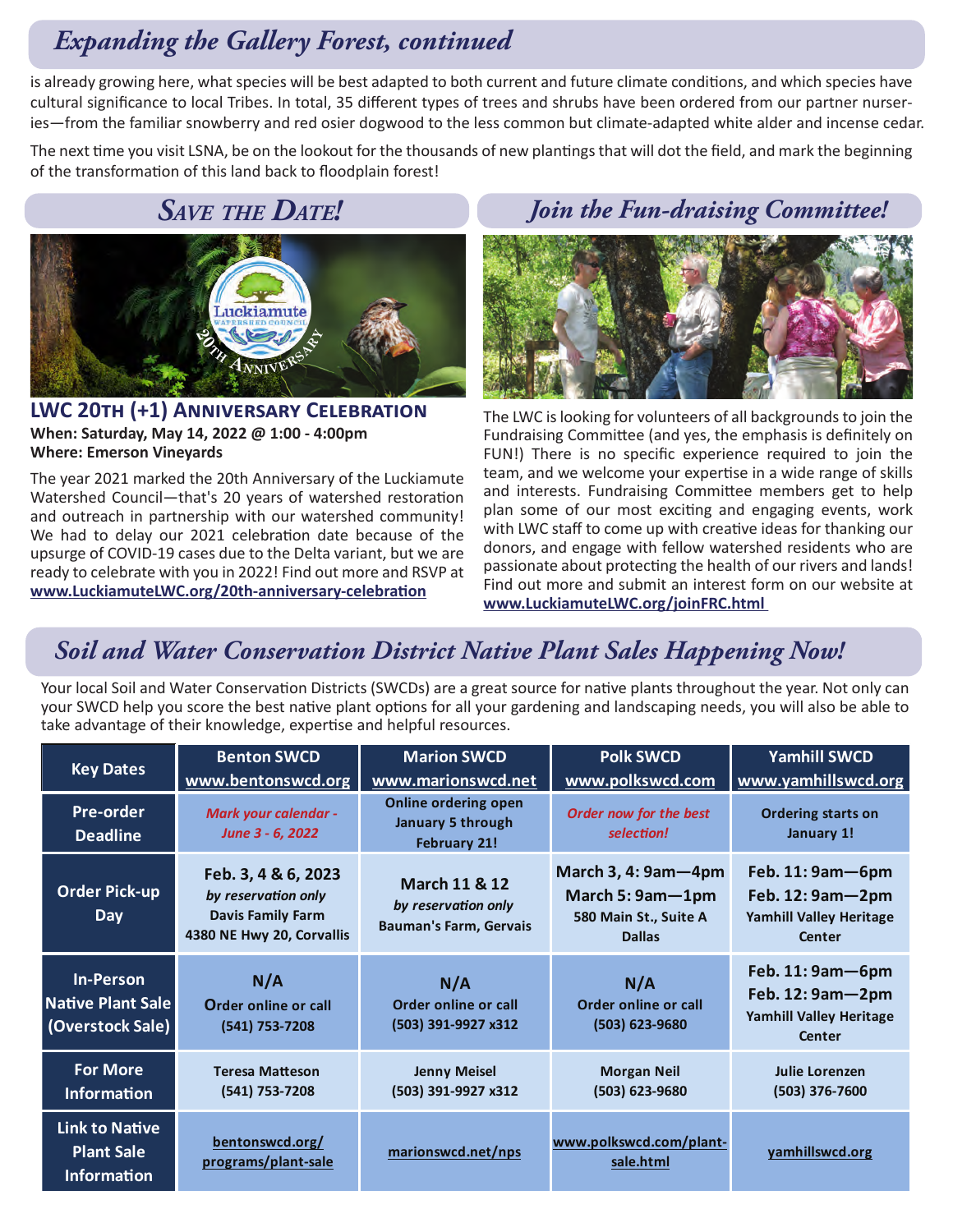## Expanding the Gallery Forest, continued

is already growing here, what species will be best adapted to both current and future climate conditions, and which species have cultural significance to local Tribes. In total, 35 different types of trees and shrubs have been ordered from our partner nurseries—from the familiar snowberry and red osier dogwood to the less common but climate-adapted white alder and incense cedar.

The next time you visit LSNA, be on the lookout for the thousands of new plantings that will dot the field, and mark the beginning of the transformation of this land back to floodplain forest!

## Save the Date!

### LWC 20th (+1) Anniversary Celebration

**When: Saturday, May 14, 2022 @ 1:00 - 4:00pm**
**Where: Emerson Vineyards**

The year 2021 marked the 20th Anniversary of the Luckiamute Watershed Council—that's 20 years of watershed restoration and outreach in partnership with our watershed community! We had to delay our 2021 celebration date because of the upsurge of COVID-19 cases due to the Delta variant, but we are ready to celebrate with you in 2022! Find out more and RSVP at **www.LuckiamuteLWC.org/20th-anniversary-celebration**

## Join the Fun-draising Committee!

The LWC is looking for volunteers of all backgrounds to join the Fundraising Committee (and yes, the emphasis is definitely on FUN!) There is no specific experience required to join the team, and we welcome your expertise in a wide range of skills and interests. Fundraising Committee members get to help plan some of our most exciting and engaging events, work with LWC staff to come up with creative ideas for thanking our donors, and engage with fellow watershed residents who are passionate about protecting the health of our rivers and lands! Find out more and submit an interest form on our website at **www.LuckiamuteLWC.org/joinFRC.html**

## Soil and Water Conservation District Native Plant Sales Happening Now!

Your local Soil and Water Conservation Districts (SWCDs) are a great source for native plants throughout the year. Not only can your SWCD help you score the best native plant options for all your gardening and landscaping needs, you will also be able to take advantage of their knowledge, expertise and helpful resources.

| Key Dates | Benton SWCD www.bentonswcd.org | Marion SWCD www.marionswcd.net | Polk SWCD www.polkswcd.com | Yamhill SWCD www.yamhillswcd.org |
|---|---|---|---|---|
| Pre-order Deadline | *Mark your calendar - June 3 - 6, 2022* | Online ordering open January 5 through February 21! | *Order now for the best selection!* | Ordering starts on January 1! |
| Order Pick-up Day | Feb. 3, 4 & 6, 2023 *by reservation only* Davis Family Farm 4380 NE Hwy 20, Corvallis | March 11 & 12 *by reservation only* Bauman's Farm, Gervais | March 3, 4: 9am—4pm March 5: 9am—1pm 580 Main St., Suite A Dallas | Feb. 11: 9am—6pm Feb. 12: 9am—2pm Yamhill Valley Heritage Center |
| In-Person Native Plant Sale (Overstock Sale) | N/A Order online or call (541) 753-7208 | N/A Order online or call (503) 391-9927 x312 | N/A Order online or call (503) 623-9680 | Feb. 11: 9am—6pm Feb. 12: 9am—2pm Yamhill Valley Heritage Center |
| For More Information | Teresa Matteson (541) 753-7208 | Jenny Meisel (503) 391-9927 x312 | Morgan Neil (503) 623-9680 | Julie Lorenzen (503) 376-7600 |
| Link to Native Plant Sale Information | bentonswcd.org/programs/plant-sale | marionswcd.net/nps | www.polkswcd.com/plant-sale.html | yamhillswcd.org |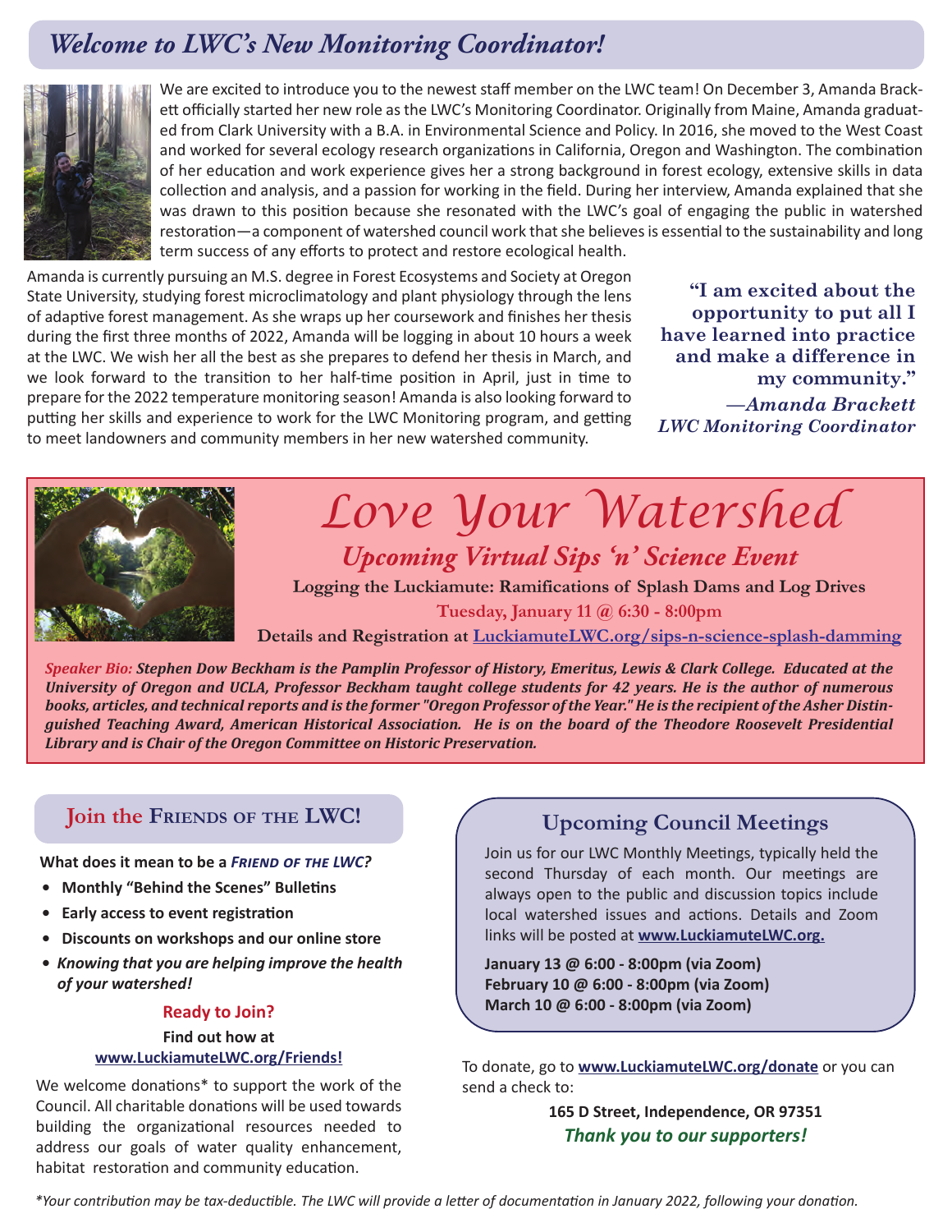## *Welcome to LWC's New Monitoring Coordinator!*

We are excited to introduce you to the newest staff member on the LWC team! On December 3, Amanda Brackett officially started her new role as the LWC's Monitoring Coordinator. Originally from Maine, Amanda graduated from Clark University with a B.A. in Environmental Science and Policy. In 2016, she moved to the West Coast and worked for several ecology research organizations in California, Oregon and Washington. The combination of her education and work experience gives her a strong background in forest ecology, extensive skills in data collection and analysis, and a passion for working in the field. During her interview, Amanda explained that she was drawn to this position because she resonated with the LWC's goal of engaging the public in watershed restoration—a component of watershed council work that she believes is essential to the sustainability and long term success of any efforts to protect and restore ecological health.

Amanda is currently pursuing an M.S. degree in Forest Ecosystems and Society at Oregon State University, studying forest microclimatology and plant physiology through the lens of adaptive forest management. As she wraps up her coursework and finishes her thesis during the first three months of 2022, Amanda will be logging in about 10 hours a week at the LWC. We wish her all the best as she prepares to defend her thesis in March, and we look forward to the transition to her half-time position in April, just in time to prepare for the 2022 temperature monitoring season! Amanda is also looking forward to putting her skills and experience to work for the LWC Monitoring program, and getting to meet landowners and community members in her new watershed community.

> **"I am excited about the opportunity to put all I have learned into practice and make a difference in my community."**
> ***—Amanda Brackett***
> ***LWC Monitoring Coordinator***

# *Love Your Watershed*

### *Upcoming Virtual Sips 'n' Science Event*

**Logging the Luckiamute: Ramifications of Splash Dams and Log Drives**

**Tuesday, January 11 @ 6:30 - 8:00pm**

**Details and Registration at LuckiamuteLWC.org/sips-n-science-splash-damming**

***Speaker Bio:* *Stephen Dow Beckham is the Pamplin Professor of History, Emeritus, Lewis & Clark College. Educated at the University of Oregon and UCLA, Professor Beckham taught college students for 42 years. He is the author of numerous books, articles, and technical reports and is the former "Oregon Professor of the Year." He is the recipient of the Asher Distinguished Teaching Award, American Historical Association. He is on the board of the Theodore Roosevelt Presidential Library and is Chair of the Oregon Committee on Historic Preservation.***

## Join the Friends of the LWC!

**What does it mean to be a *Friend of the LWC?***

- **Monthly "Behind the Scenes" Bulletins**
- **Early access to event registration**
- **Discounts on workshops and our online store**
- ***Knowing that you are helping improve the health of your watershed!***

**Ready to Join?**

**Find out how at www.LuckiamuteLWC.org/Friends!**

We welcome donations* to support the work of the Council. All charitable donations will be used towards building the organizational resources needed to address our goals of water quality enhancement, habitat restoration and community education.

## Upcoming Council Meetings

Join us for our LWC Monthly Meetings, typically held the second Thursday of each month. Our meetings are always open to the public and discussion topics include local watershed issues and actions. Details and Zoom links will be posted at **www.LuckiamuteLWC.org.**

**January 13 @ 6:00 - 8:00pm (via Zoom)**
**February 10 @ 6:00 - 8:00pm (via Zoom)**
**March 10 @ 6:00 - 8:00pm (via Zoom)**

To donate, go to **www.LuckiamuteLWC.org/donate** or you can send a check to:

**165 D Street, Independence, OR 97351**

***Thank you to our supporters!***

*\*Your contribution may be tax-deductible. The LWC will provide a letter of documentation in January 2022, following your donation.*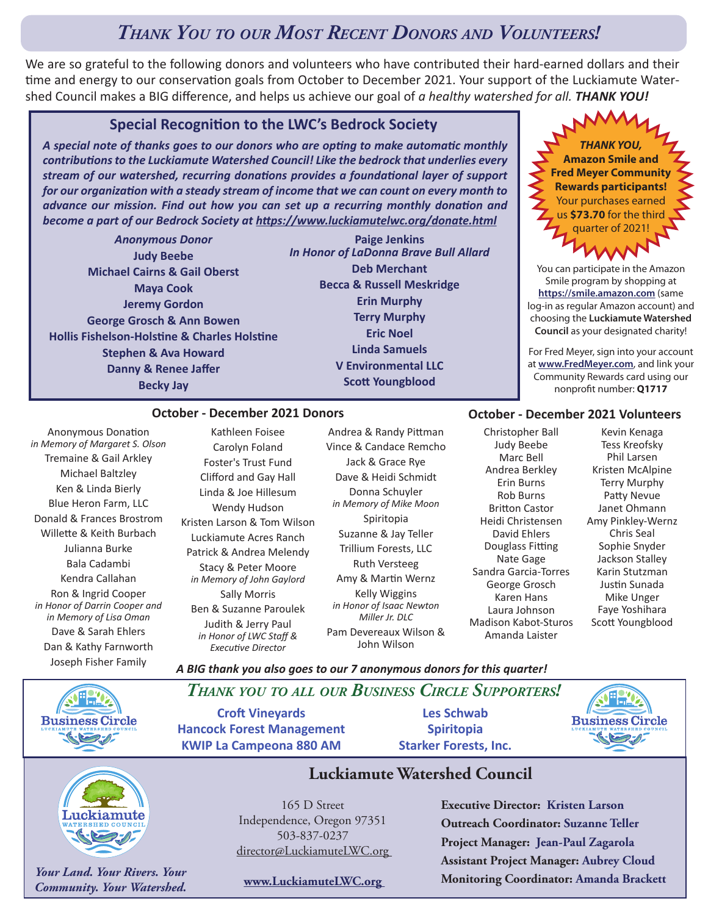# *Thank You to our Most Recent Donors and Volunteers!*

We are so grateful to the following donors and volunteers who have contributed their hard-earned dollars and their time and energy to our conservation goals from October to December 2021. Your support of the Luckiamute Watershed Council makes a BIG difference, and helps us achieve our goal of *a healthy watershed for all.* ***THANK YOU!***

## Special Recognition to the LWC's Bedrock Society

***A special note of thanks goes to our donors who are opting to make automatic monthly contributions to the Luckiamute Watershed Council! Like the bedrock that underlies every stream of our watershed, recurring donations provides a foundational layer of support for our organization with a steady stream of income that we can count on every month to advance our mission. Find out how you can set up a recurring monthly donation and become a part of our Bedrock Society at https://www.luckiamutelwc.org/donate.html***

***Anonymous Donor***
**Judy Beebe**
**Michael Cairns & Gail Oberst**
**Maya Cook**
**Jeremy Gordon**
**George Grosch & Ann Bowen**
**Hollis Fishelson-Holstine & Charles Holstine**
**Stephen & Ava Howard**
**Danny & Renee Jaffer**
**Becky Jay**
**Paige Jenkins**
***In Honor of LaDonna Brave Bull Allard***
**Deb Merchant**
**Becca & Russell Meskridge**
**Erin Murphy**
**Terry Murphy**
**Eric Noel**
**Linda Samuels**
**V Environmental LLC**
**Scott Youngblood**

***THANK YOU,* Amazon Smile and Fred Meyer Community Rewards participants!** Your purchases earned us **$73.70** for the third quarter of 2021!

You can participate in the Amazon Smile program by shopping at **https://smile.amazon.com** (same log-in as regular Amazon account) and choosing the **Luckiamute Watershed Council** as your designated charity!

For Fred Meyer, sign into your account at **www.FredMeyer.com**, and link your Community Rewards card using our nonprofit number: **Q1717**

### October - December 2021 Donors

Anonymous Donation *in Memory of Margaret S. Olson*
Tremaine & Gail Arkley
Michael Baltzley
Ken & Linda Bierly
Blue Heron Farm, LLC
Donald & Frances Brostrom
Willette & Keith Burbach
Julianna Burke
Bala Cadambi
Kendra Callahan
Ron & Ingrid Cooper *in Honor of Darrin Cooper and in Memory of Lisa Oman*
Dave & Sarah Ehlers
Dan & Kathy Farnworth
Joseph Fisher Family
Kathleen Foisee
Carolyn Foland
Foster's Trust Fund
Clifford and Gay Hall
Linda & Joe Hillesum
Wendy Hudson
Kristen Larson & Tom Wilson
Luckiamute Acres Ranch
Patrick & Andrea Melendy
Stacy & Peter Moore *in Memory of John Gaylord*
Sally Morris
Ben & Suzanne Paroulek
Judith & Jerry Paul *in Honor of LWC Staff & Executive Director*
Andrea & Randy Pittman
Vince & Candace Remcho
Jack & Grace Rye
Dave & Heidi Schmidt
Donna Schuyler *in Memory of Mike Moon*
Spiritopia
Suzanne & Jay Teller
Trillium Forests, LLC
Ruth Versteeg
Amy & Martin Wernz
Kelly Wiggins *in Honor of Isaac Newton Miller Jr. DLC*
Pam Devereaux Wilson & John Wilson

### October - December 2021 Volunteers

Christopher Ball
Judy Beebe
Marc Bell
Andrea Berkley
Erin Burns
Rob Burns
Britton Castor
Heidi Christensen
David Ehlers
Douglass Fitting
Nate Gage
Sandra Garcia-Torres
George Grosch
Karen Hans
Laura Johnson
Madison Kabot-Sturos
Amanda Laister
Kevin Kenaga
Tess Kreofsky
Phil Larsen
Kristen McAlpine
Terry Murphy
Patty Nevue
Janet Ohmann
Amy Pinkley-Wernz
Chris Seal
Sophie Snyder
Jackson Stalley
Karin Stutzman
Justin Sunada
Mike Unger
Faye Yoshihara
Scott Youngblood

***A BIG thank you also goes to our 7 anonymous donors for this quarter!***

## *Thank you to all our Business Circle Supporters!*

Business Circle — Luckiamute Watershed Council

**Croft Vineyards**
**Hancock Forest Management**
**KWIP La Campeona 880 AM**
**Les Schwab**
**Spiritopia**
**Starker Forests, Inc.**

## Luckiamute Watershed Council

Luckiamute Watershed Council

*Your Land. Your Rivers. Your Community. Your Watershed.*

165 D Street
Independence, Oregon 97351
503-837-0237
director@LuckiamuteLWC.org

**www.LuckiamuteLWC.org**

**Executive Director: Kristen Larson**
**Outreach Coordinator: Suzanne Teller**
**Project Manager: Jean-Paul Zagarola**
**Assistant Project Manager: Aubrey Cloud**
**Monitoring Coordinator: Amanda Brackett**